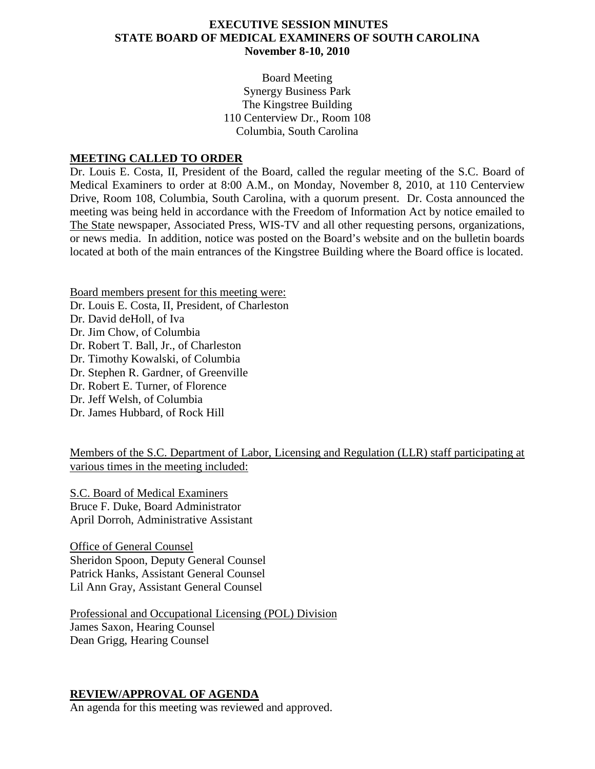**EXECUTIVE SESSION MINUTES**
**STATE BOARD OF MEDICAL EXAMINERS OF SOUTH CAROLINA**
**November 8-10, 2010**

Board Meeting
Synergy Business Park
The Kingstree Building
110 Centerview Dr., Room 108
Columbia, South Carolina

## MEETING CALLED TO ORDER

Dr. Louis E. Costa, II, President of the Board, called the regular meeting of the S.C. Board of Medical Examiners to order at 8:00 A.M., on Monday, November 8, 2010, at 110 Centerview Drive, Room 108, Columbia, South Carolina, with a quorum present. Dr. Costa announced the meeting was being held in accordance with the Freedom of Information Act by notice emailed to The State newspaper, Associated Press, WIS-TV and all other requesting persons, organizations, or news media. In addition, notice was posted on the Board's website and on the bulletin boards located at both of the main entrances of the Kingstree Building where the Board office is located.

Board members present for this meeting were:
Dr. Louis E. Costa, II, President, of Charleston
Dr. David deHoll, of Iva
Dr. Jim Chow, of Columbia
Dr. Robert T. Ball, Jr., of Charleston
Dr. Timothy Kowalski, of Columbia
Dr. Stephen R. Gardner, of Greenville
Dr. Robert E. Turner, of Florence
Dr. Jeff Welsh, of Columbia
Dr. James Hubbard, of Rock Hill

Members of the S.C. Department of Labor, Licensing and Regulation (LLR) staff participating at various times in the meeting included:

S.C. Board of Medical Examiners
Bruce F. Duke, Board Administrator
April Dorroh, Administrative Assistant

Office of General Counsel
Sheridon Spoon, Deputy General Counsel
Patrick Hanks, Assistant General Counsel
Lil Ann Gray, Assistant General Counsel

Professional and Occupational Licensing (POL) Division
James Saxon, Hearing Counsel
Dean Grigg, Hearing Counsel

## REVIEW/APPROVAL OF AGENDA

An agenda for this meeting was reviewed and approved.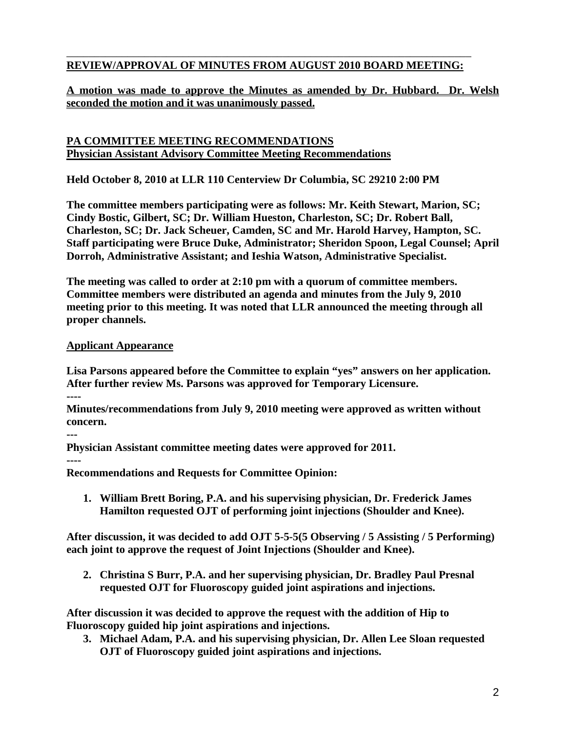**REVIEW/APPROVAL OF MINUTES FROM AUGUST 2010 BOARD MEETING:**

**A motion was made to approve the Minutes as amended by Dr. Hubbard. Dr. Welsh seconded the motion and it was unanimously passed.**

**PA COMMITTEE MEETING RECOMMENDATIONS**
**Physician Assistant Advisory Committee Meeting Recommendations**

**Held October 8, 2010 at LLR 110 Centerview Dr Columbia, SC 29210 2:00 PM**

**The committee members participating were as follows: Mr. Keith Stewart, Marion, SC; Cindy Bostic, Gilbert, SC; Dr. William Hueston, Charleston, SC; Dr. Robert Ball, Charleston, SC; Dr. Jack Scheuer, Camden, SC and Mr. Harold Harvey, Hampton, SC. Staff participating were Bruce Duke, Administrator; Sheridon Spoon, Legal Counsel; April Dorroh, Administrative Assistant; and Ieshia Watson, Administrative Specialist.**

**The meeting was called to order at 2:10 pm with a quorum of committee members. Committee members were distributed an agenda and minutes from the July 9, 2010 meeting prior to this meeting. It was noted that LLR announced the meeting through all proper channels.**

**Applicant Appearance**

**Lisa Parsons appeared before the Committee to explain "yes" answers on her application. After further review Ms. Parsons was approved for Temporary Licensure.**

**----**

**Minutes/recommendations from July 9, 2010 meeting were approved as written without concern.**

**---**

**Physician Assistant committee meeting dates were approved for 2011.**

**----**

**Recommendations and Requests for Committee Opinion:**

1. **William Brett Boring, P.A. and his supervising physician, Dr. Frederick James Hamilton requested OJT of performing joint injections (Shoulder and Knee).**

**After discussion, it was decided to add OJT 5-5-5(5 Observing / 5 Assisting / 5 Performing) each joint to approve the request of Joint Injections (Shoulder and Knee).**

2. **Christina S Burr, P.A. and her supervising physician, Dr. Bradley Paul Presnal requested OJT for Fluoroscopy guided joint aspirations and injections.**

**After discussion it was decided to approve the request with the addition of Hip to Fluoroscopy guided hip joint aspirations and injections.**

3. **Michael Adam, P.A. and his supervising physician, Dr. Allen Lee Sloan requested OJT of Fluoroscopy guided joint aspirations and injections.**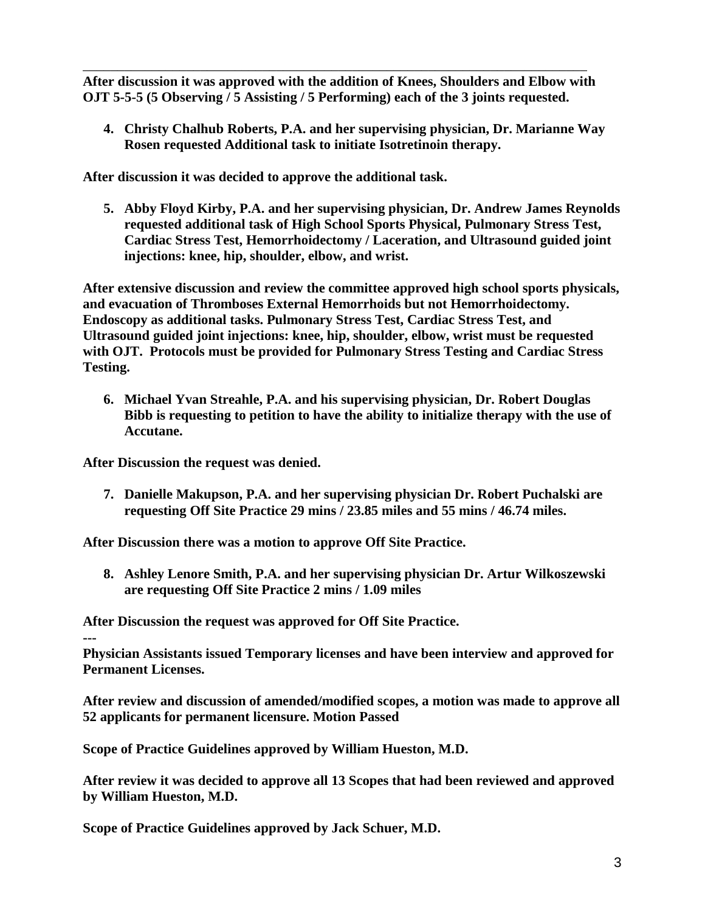**After discussion it was approved with the addition of Knees, Shoulders and Elbow with OJT 5-5-5 (5 Observing / 5 Assisting / 5 Performing) each of the 3 joints requested.**

4. **Christy Chalhub Roberts, P.A. and her supervising physician, Dr. Marianne Way Rosen requested Additional task to initiate Isotretinoin therapy.**

**After discussion it was decided to approve the additional task.**

5. **Abby Floyd Kirby, P.A. and her supervising physician, Dr. Andrew James Reynolds requested additional task of High School Sports Physical, Pulmonary Stress Test, Cardiac Stress Test, Hemorrhoidectomy / Laceration, and Ultrasound guided joint injections: knee, hip, shoulder, elbow, and wrist.**

**After extensive discussion and review the committee approved high school sports physicals, and evacuation of Thromboses External Hemorrhoids but not Hemorrhoidectomy. Endoscopy as additional tasks. Pulmonary Stress Test, Cardiac Stress Test, and Ultrasound guided joint injections: knee, hip, shoulder, elbow, wrist must be requested with OJT. Protocols must be provided for Pulmonary Stress Testing and Cardiac Stress Testing.**

6. **Michael Yvan Streahle, P.A. and his supervising physician, Dr. Robert Douglas Bibb is requesting to petition to have the ability to initialize therapy with the use of Accutane.**

**After Discussion the request was denied.**

7. **Danielle Makupson, P.A. and her supervising physician Dr. Robert Puchalski are requesting Off Site Practice 29 mins / 23.85 miles and 55 mins / 46.74 miles.**

**After Discussion there was a motion to approve Off Site Practice.**

8. **Ashley Lenore Smith, P.A. and her supervising physician Dr. Artur Wilkoszewski are requesting Off Site Practice 2 mins / 1.09 miles**

**After Discussion the request was approved for Off Site Practice.**

---

**Physician Assistants issued Temporary licenses and have been interview and approved for Permanent Licenses.**

**After review and discussion of amended/modified scopes, a motion was made to approve all 52 applicants for permanent licensure. Motion Passed**

**Scope of Practice Guidelines approved by William Hueston, M.D.**

**After review it was decided to approve all 13 Scopes that had been reviewed and approved by William Hueston, M.D.**

**Scope of Practice Guidelines approved by Jack Schuer, M.D.**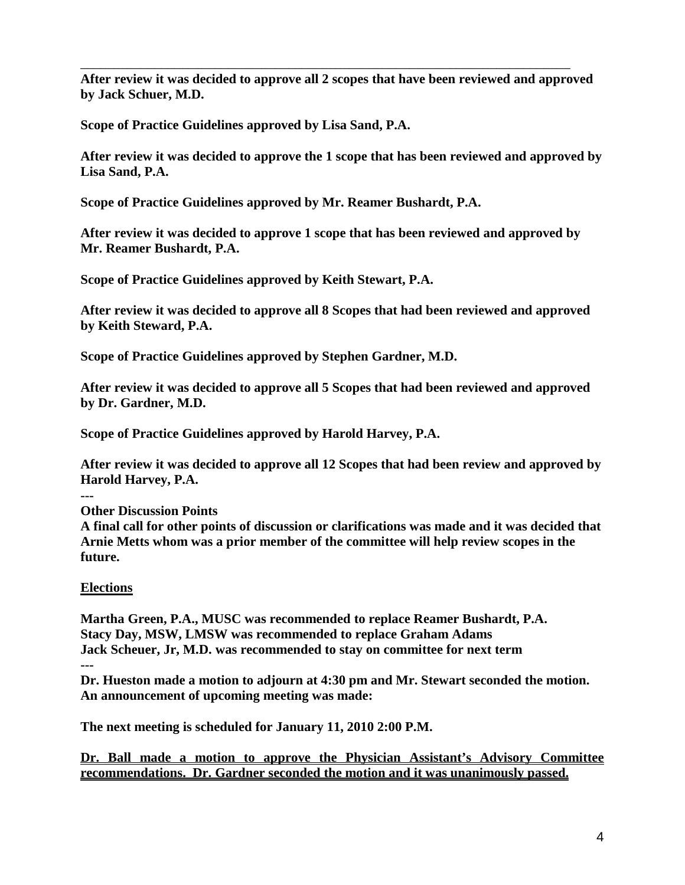**After review it was decided to approve all 2 scopes that have been reviewed and approved by Jack Schuer, M.D.**

**Scope of Practice Guidelines approved by Lisa Sand, P.A.**

**After review it was decided to approve the 1 scope that has been reviewed and approved by Lisa Sand, P.A.**

**Scope of Practice Guidelines approved by Mr. Reamer Bushardt, P.A.**

**After review it was decided to approve 1 scope that has been reviewed and approved by Mr. Reamer Bushardt, P.A.**

**Scope of Practice Guidelines approved by Keith Stewart, P.A.**

**After review it was decided to approve all 8 Scopes that had been reviewed and approved by Keith Steward, P.A.**

**Scope of Practice Guidelines approved by Stephen Gardner, M.D.**

**After review it was decided to approve all 5 Scopes that had been reviewed and approved by Dr. Gardner, M.D.**

**Scope of Practice Guidelines approved by Harold Harvey, P.A.**

**After review it was decided to approve all 12 Scopes that had been review and approved by Harold Harvey, P.A.**

---

**Other Discussion Points**

**A final call for other points of discussion or clarifications was made and it was decided that Arnie Metts whom was a prior member of the committee will help review scopes in the future.**

**<u>Elections</u>**

**Martha Green, P.A., MUSC was recommended to replace Reamer Bushardt, P.A.**
**Stacy Day, MSW, LMSW was recommended to replace Graham Adams**
**Jack Scheuer, Jr, M.D. was recommended to stay on committee for next term**

---

**Dr. Hueston made a motion to adjourn at 4:30 pm and Mr. Stewart seconded the motion. An announcement of upcoming meeting was made:**

**The next meeting is scheduled for January 11, 2010 2:00 P.M.**

**<u>Dr. Ball made a motion to approve the Physician Assistant's Advisory Committee recommendations. Dr. Gardner seconded the motion and it was unanimously passed.</u>**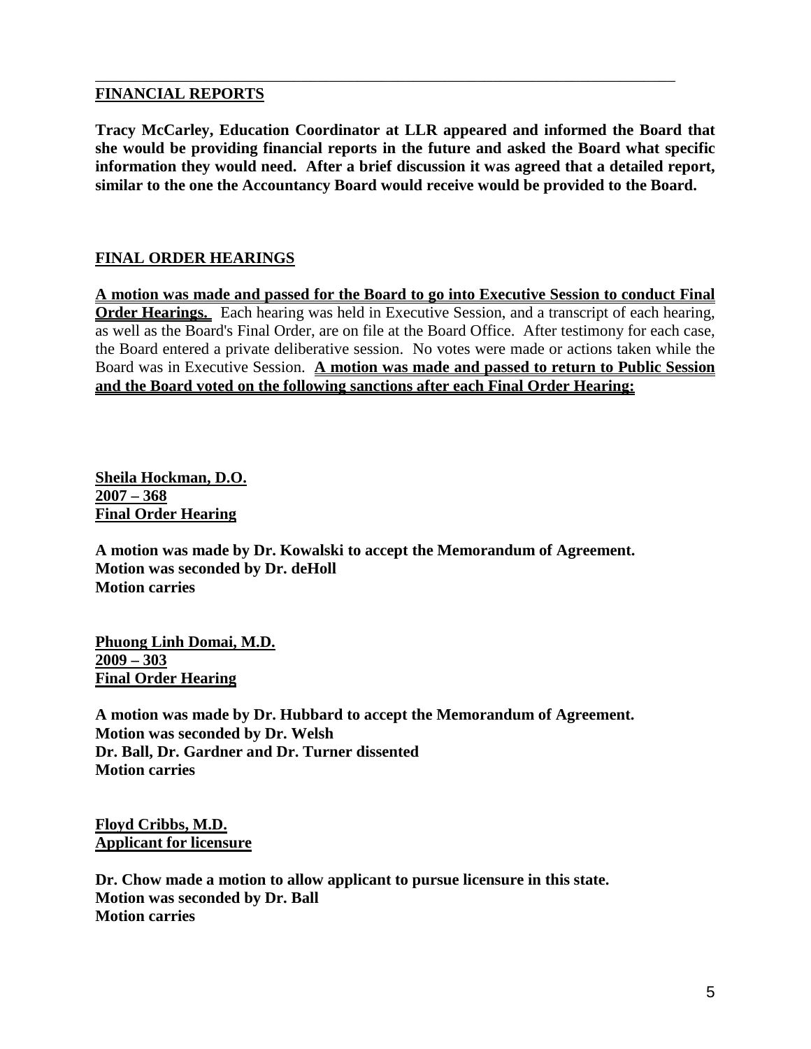## FINANCIAL REPORTS

**Tracy McCarley, Education Coordinator at LLR appeared and informed the Board that she would be providing financial reports in the future and asked the Board what specific information they would need. After a brief discussion it was agreed that a detailed report, similar to the one the Accountancy Board would receive would be provided to the Board.**

## FINAL ORDER HEARINGS

**A motion was made and passed for the Board to go into Executive Session to conduct Final Order Hearings.** Each hearing was held in Executive Session, and a transcript of each hearing, as well as the Board's Final Order, are on file at the Board Office. After testimony for each case, the Board entered a private deliberative session. No votes were made or actions taken while the Board was in Executive Session. **A motion was made and passed to return to Public Session and the Board voted on the following sanctions after each Final Order Hearing:**

**Sheila Hockman, D.O.**
**2007 – 368**
**Final Order Hearing**

**A motion was made by Dr. Kowalski to accept the Memorandum of Agreement.**
**Motion was seconded by Dr. deHoll**
**Motion carries**

**Phuong Linh Domai, M.D.**
**2009 – 303**
**Final Order Hearing**

**A motion was made by Dr. Hubbard to accept the Memorandum of Agreement.**
**Motion was seconded by Dr. Welsh**
**Dr. Ball, Dr. Gardner and Dr. Turner dissented**
**Motion carries**

**Floyd Cribbs, M.D.**
**Applicant for licensure**

**Dr. Chow made a motion to allow applicant to pursue licensure in this state.**
**Motion was seconded by Dr. Ball**
**Motion carries**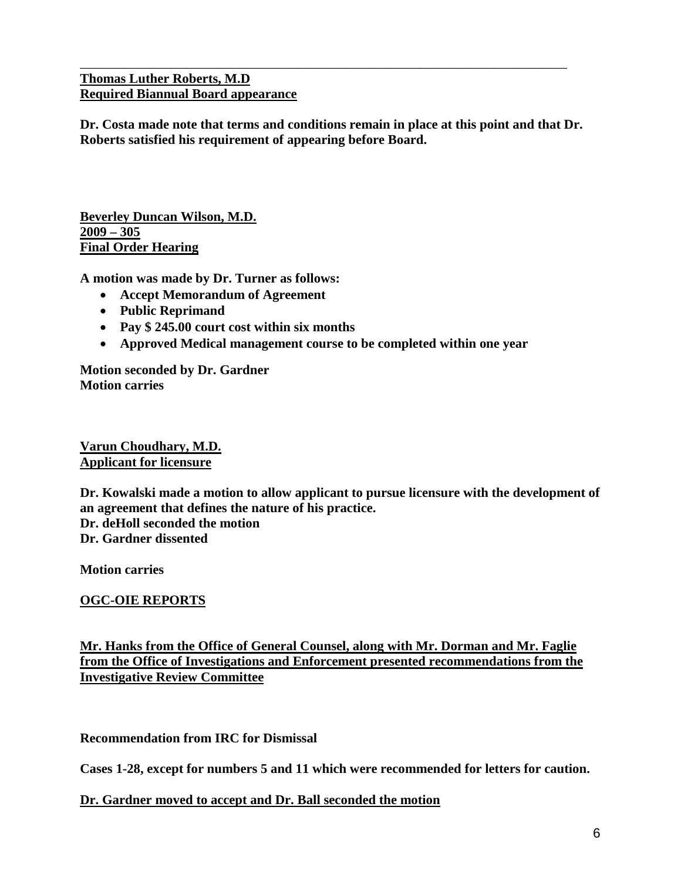---

**<u>Thomas Luther Roberts, M.D</u>**
**<u>Required Biannual Board appearance</u>**

**Dr. Costa made note that terms and conditions remain in place at this point and that Dr. Roberts satisfied his requirement of appearing before Board.**

**<u>Beverley Duncan Wilson, M.D.</u>**
**<u>2009 – 305</u>**
**<u>Final Order Hearing</u>**

**A motion was made by Dr. Turner as follows:**

- **Accept Memorandum of Agreement**
- **Public Reprimand**
- **Pay $ 245.00 court cost within six months**
- **Approved Medical management course to be completed within one year**

**Motion seconded by Dr. Gardner**
**Motion carries**

**<u>Varun Choudhary, M.D.</u>**
**<u>Applicant for licensure</u>**

**Dr. Kowalski made a motion to allow applicant to pursue licensure with the development of an agreement that defines the nature of his practice.**
**Dr. deHoll seconded the motion**
**Dr. Gardner dissented**

**Motion carries**

**<u>OGC-OIE REPORTS</u>**

**<u>Mr. Hanks from the Office of General Counsel, along with Mr. Dorman and Mr. Faglie from the Office of Investigations and Enforcement presented recommendations from the Investigative Review Committee</u>**

**Recommendation from IRC for Dismissal**

**Cases 1-28, except for numbers 5 and 11 which were recommended for letters for caution.**

**<u>Dr. Gardner moved to accept and Dr. Ball seconded the motion</u>**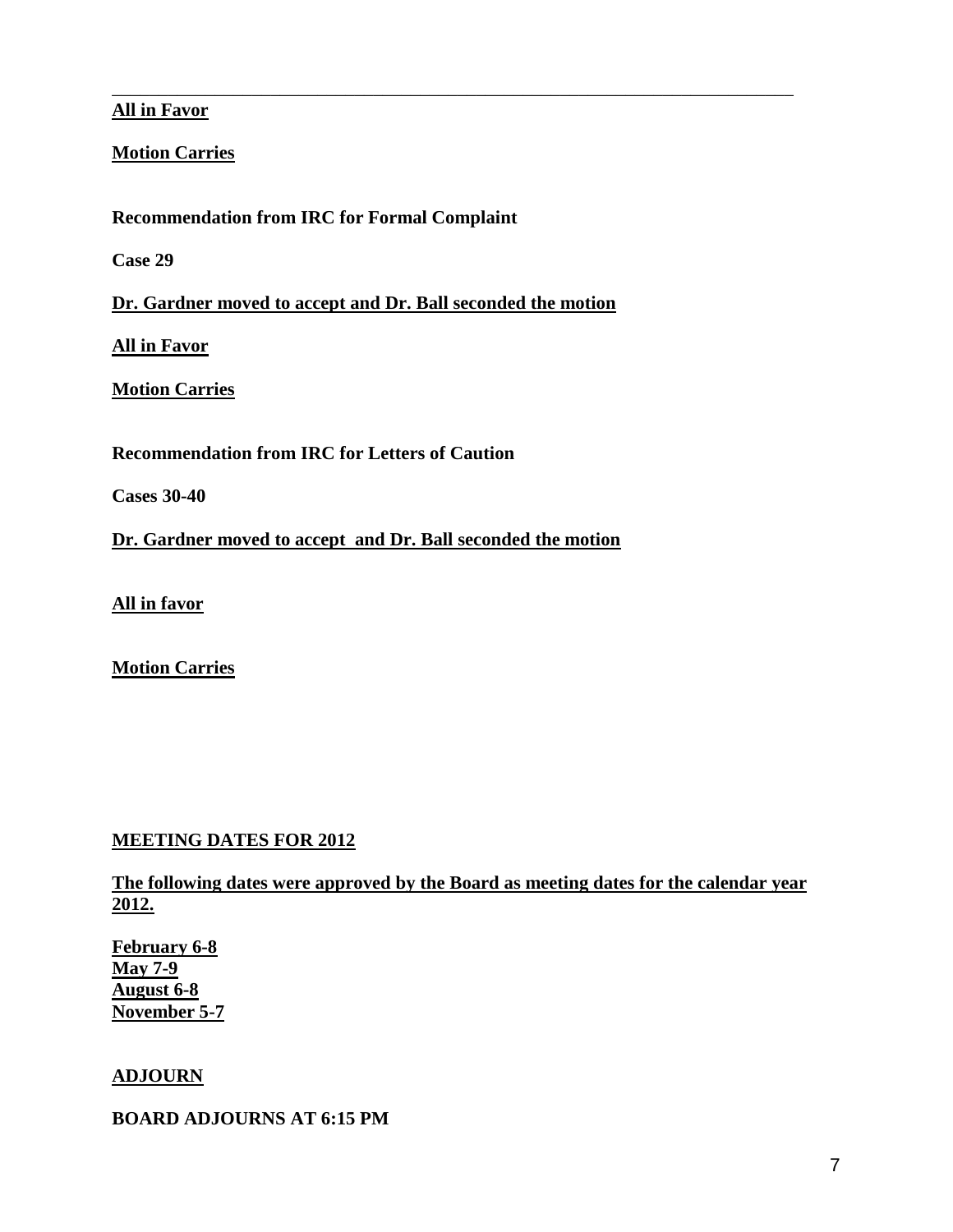**All in Favor**

**Motion Carries**

**Recommendation from IRC for Formal Complaint**

**Case 29**

**Dr. Gardner moved to accept and Dr. Ball seconded the motion**

**All in Favor**

**Motion Carries**

**Recommendation from IRC for Letters of Caution**

**Cases 30-40**

**Dr. Gardner moved to accept and Dr. Ball seconded the motion**

**All in favor**

**Motion Carries**

**MEETING DATES FOR 2012**

**The following dates were approved by the Board as meeting dates for the calendar year 2012.**

**February 6-8**
**May 7-9**
**August 6-8**
**November 5-7**

**ADJOURN**

**BOARD ADJOURNS AT 6:15 PM**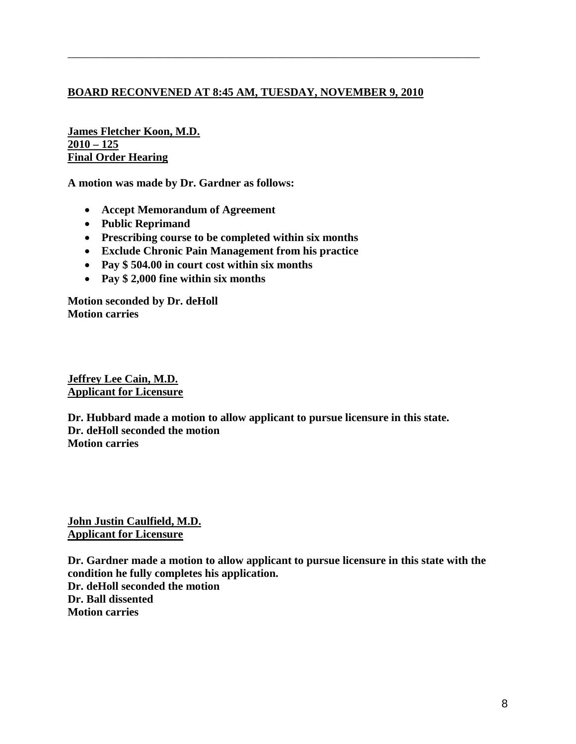---

**BOARD RECONVENED AT 8:45 AM, TUESDAY, NOVEMBER 9, 2010**

**James Fletcher Koon, M.D.**
**2010 – 125**
**Final Order Hearing**

**A motion was made by Dr. Gardner as follows:**

- **Accept Memorandum of Agreement**
- **Public Reprimand**
- **Prescribing course to be completed within six months**
- **Exclude Chronic Pain Management from his practice**
- **Pay $ 504.00 in court cost within six months**
- **Pay $ 2,000 fine within six months**

**Motion seconded by Dr. deHoll**
**Motion carries**

**Jeffrey Lee Cain, M.D.**
**Applicant for Licensure**

**Dr. Hubbard made a motion to allow applicant to pursue licensure in this state.**
**Dr. deHoll seconded the motion**
**Motion carries**

**John Justin Caulfield, M.D.**
**Applicant for Licensure**

**Dr. Gardner made a motion to allow applicant to pursue licensure in this state with the condition he fully completes his application.**
**Dr. deHoll seconded the motion**
**Dr. Ball dissented**
**Motion carries**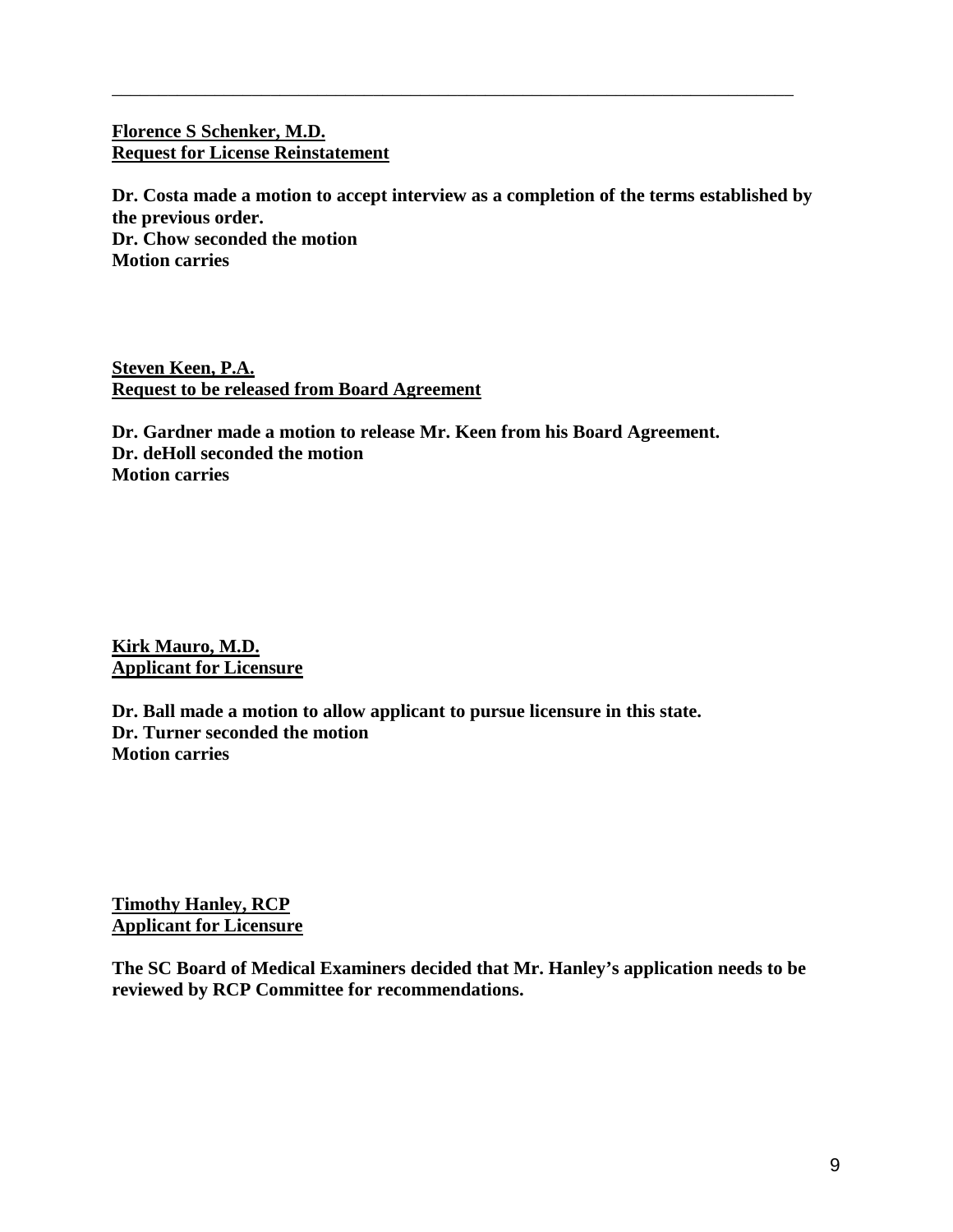---

**Florence S Schenker, M.D.**
**Request for License Reinstatement**

**Dr. Costa made a motion to accept interview as a completion of the terms established by the previous order.**
**Dr. Chow seconded the motion**
**Motion carries**

**Steven Keen, P.A.**
**Request to be released from Board Agreement**

**Dr. Gardner made a motion to release Mr. Keen from his Board Agreement.**
**Dr. deHoll seconded the motion**
**Motion carries**

**Kirk Mauro, M.D.**
**Applicant for Licensure**

**Dr. Ball made a motion to allow applicant to pursue licensure in this state.**
**Dr. Turner seconded the motion**
**Motion carries**

**Timothy Hanley, RCP**
**Applicant for Licensure**

**The SC Board of Medical Examiners decided that Mr. Hanley's application needs to be reviewed by RCP Committee for recommendations.**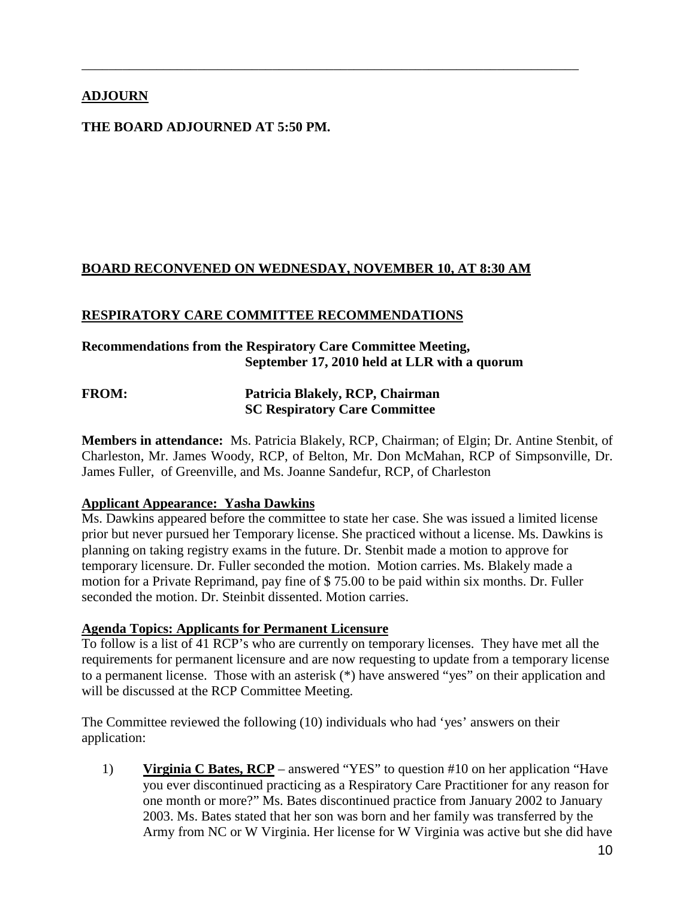---

**ADJOURN**

**THE BOARD ADJOURNED AT 5:50 PM.**

**BOARD RECONVENED ON WEDNESDAY, NOVEMBER 10, AT 8:30 AM**

**RESPIRATORY CARE COMMITTEE RECOMMENDATIONS**

**Recommendations from the Respiratory Care Committee Meeting, September 17, 2010 held at LLR with a quorum**

**FROM:** **Patricia Blakely, RCP, Chairman**
**SC Respiratory Care Committee**

**Members in attendance:** Ms. Patricia Blakely, RCP, Chairman; of Elgin; Dr. Antine Stenbit, of Charleston, Mr. James Woody, RCP, of Belton, Mr. Don McMahan, RCP of Simpsonville, Dr. James Fuller, of Greenville, and Ms. Joanne Sandefur, RCP, of Charleston

**Applicant Appearance: Yasha Dawkins**

Ms. Dawkins appeared before the committee to state her case. She was issued a limited license prior but never pursued her Temporary license. She practiced without a license. Ms. Dawkins is planning on taking registry exams in the future. Dr. Stenbit made a motion to approve for temporary licensure. Dr. Fuller seconded the motion. Motion carries. Ms. Blakely made a motion for a Private Reprimand, pay fine of $ 75.00 to be paid within six months. Dr. Fuller seconded the motion. Dr. Steinbit dissented. Motion carries.

**Agenda Topics: Applicants for Permanent Licensure**

To follow is a list of 41 RCP's who are currently on temporary licenses. They have met all the requirements for permanent licensure and are now requesting to update from a temporary license to a permanent license. Those with an asterisk (*) have answered "yes" on their application and will be discussed at the RCP Committee Meeting.

The Committee reviewed the following (10) individuals who had 'yes' answers on their application:

1) **Virginia C Bates, RCP** – answered "YES" to question #10 on her application "Have you ever discontinued practicing as a Respiratory Care Practitioner for any reason for one month or more?" Ms. Bates discontinued practice from January 2002 to January 2003. Ms. Bates stated that her son was born and her family was transferred by the Army from NC or W Virginia. Her license for W Virginia was active but she did have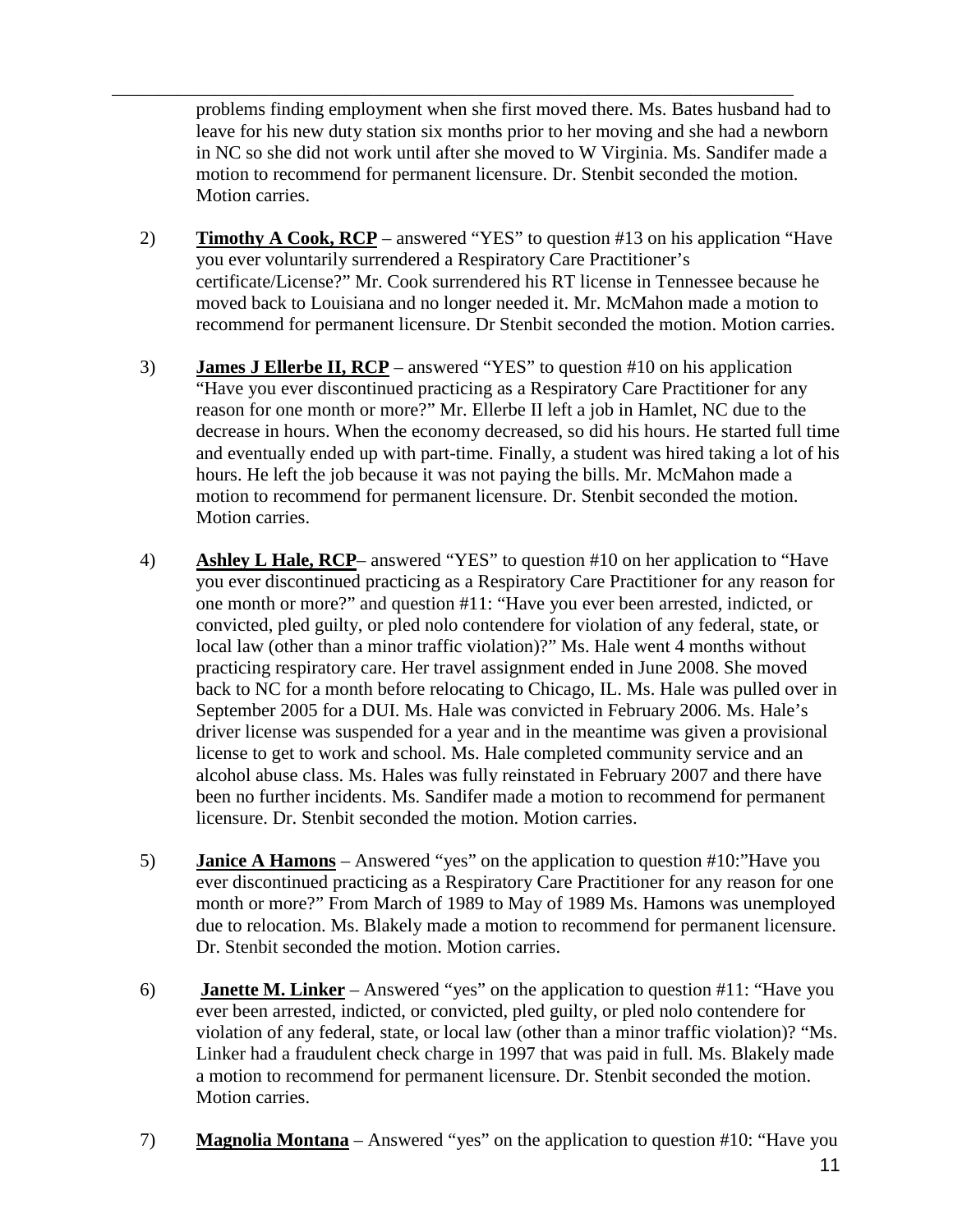problems finding employment when she first moved there. Ms. Bates husband had to leave for his new duty station six months prior to her moving and she had a newborn in NC so she did not work until after she moved to W Virginia. Ms. Sandifer made a motion to recommend for permanent licensure. Dr. Stenbit seconded the motion. Motion carries.

2) **Timothy A Cook, RCP** – answered "YES" to question #13 on his application "Have you ever voluntarily surrendered a Respiratory Care Practitioner's certificate/License?" Mr. Cook surrendered his RT license in Tennessee because he moved back to Louisiana and no longer needed it. Mr. McMahon made a motion to recommend for permanent licensure. Dr Stenbit seconded the motion. Motion carries.

3) **James J Ellerbe II, RCP** – answered "YES" to question #10 on his application "Have you ever discontinued practicing as a Respiratory Care Practitioner for any reason for one month or more?" Mr. Ellerbe II left a job in Hamlet, NC due to the decrease in hours. When the economy decreased, so did his hours. He started full time and eventually ended up with part-time. Finally, a student was hired taking a lot of his hours. He left the job because it was not paying the bills. Mr. McMahon made a motion to recommend for permanent licensure. Dr. Stenbit seconded the motion. Motion carries.

4) **Ashley L Hale, RCP**– answered "YES" to question #10 on her application to "Have you ever discontinued practicing as a Respiratory Care Practitioner for any reason for one month or more?" and question #11: "Have you ever been arrested, indicted, or convicted, pled guilty, or pled nolo contendere for violation of any federal, state, or local law (other than a minor traffic violation)?" Ms. Hale went 4 months without practicing respiratory care. Her travel assignment ended in June 2008. She moved back to NC for a month before relocating to Chicago, IL. Ms. Hale was pulled over in September 2005 for a DUI. Ms. Hale was convicted in February 2006. Ms. Hale's driver license was suspended for a year and in the meantime was given a provisional license to get to work and school. Ms. Hale completed community service and an alcohol abuse class. Ms. Hales was fully reinstated in February 2007 and there have been no further incidents. Ms. Sandifer made a motion to recommend for permanent licensure. Dr. Stenbit seconded the motion. Motion carries.

5) **Janice A Hamons** – Answered "yes" on the application to question #10:"Have you ever discontinued practicing as a Respiratory Care Practitioner for any reason for one month or more?" From March of 1989 to May of 1989 Ms. Hamons was unemployed due to relocation. Ms. Blakely made a motion to recommend for permanent licensure. Dr. Stenbit seconded the motion. Motion carries.

6) **Janette M. Linker** – Answered "yes" on the application to question #11: "Have you ever been arrested, indicted, or convicted, pled guilty, or pled nolo contendere for violation of any federal, state, or local law (other than a minor traffic violation)? "Ms. Linker had a fraudulent check charge in 1997 that was paid in full. Ms. Blakely made a motion to recommend for permanent licensure. Dr. Stenbit seconded the motion. Motion carries.

7) **Magnolia Montana** – Answered "yes" on the application to question #10: "Have you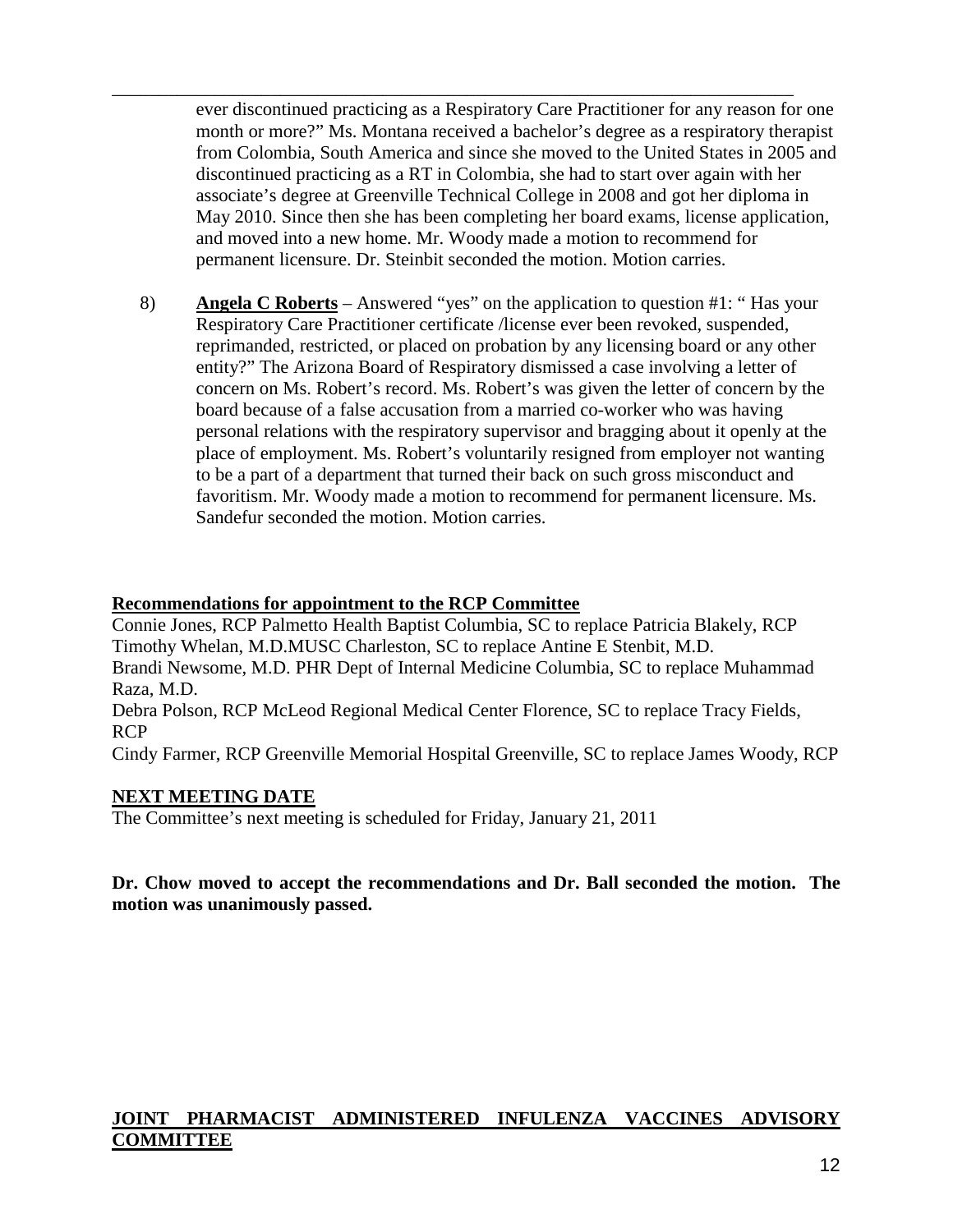ever discontinued practicing as a Respiratory Care Practitioner for any reason for one month or more?" Ms. Montana received a bachelor's degree as a respiratory therapist from Colombia, South America and since she moved to the United States in 2005 and discontinued practicing as a RT in Colombia, she had to start over again with her associate's degree at Greenville Technical College in 2008 and got her diploma in May 2010. Since then she has been completing her board exams, license application, and moved into a new home. Mr. Woody made a motion to recommend for permanent licensure. Dr. Steinbit seconded the motion. Motion carries.

8) **Angela C Roberts** – Answered "yes" on the application to question #1: " Has your Respiratory Care Practitioner certificate /license ever been revoked, suspended, reprimanded, restricted, or placed on probation by any licensing board or any other entity?" The Arizona Board of Respiratory dismissed a case involving a letter of concern on Ms. Robert's record. Ms. Robert's was given the letter of concern by the board because of a false accusation from a married co-worker who was having personal relations with the respiratory supervisor and bragging about it openly at the place of employment. Ms. Robert's voluntarily resigned from employer not wanting to be a part of a department that turned their back on such gross misconduct and favoritism. Mr. Woody made a motion to recommend for permanent licensure. Ms. Sandefur seconded the motion. Motion carries.

**Recommendations for appointment to the RCP Committee**

Connie Jones, RCP Palmetto Health Baptist Columbia, SC to replace Patricia Blakely, RCP
Timothy Whelan, M.D.MUSC Charleston, SC to replace Antine E Stenbit, M.D.
Brandi Newsome, M.D. PHR Dept of Internal Medicine Columbia, SC to replace Muhammad Raza, M.D.
Debra Polson, RCP McLeod Regional Medical Center Florence, SC to replace Tracy Fields, RCP
Cindy Farmer, RCP Greenville Memorial Hospital Greenville, SC to replace James Woody, RCP

**NEXT MEETING DATE**

The Committee's next meeting is scheduled for Friday, January 21, 2011

**Dr. Chow moved to accept the recommendations and Dr. Ball seconded the motion. The motion was unanimously passed.**

**JOINT PHARMACIST ADMINISTERED INFULENZA VACCINES ADVISORY COMMITTEE**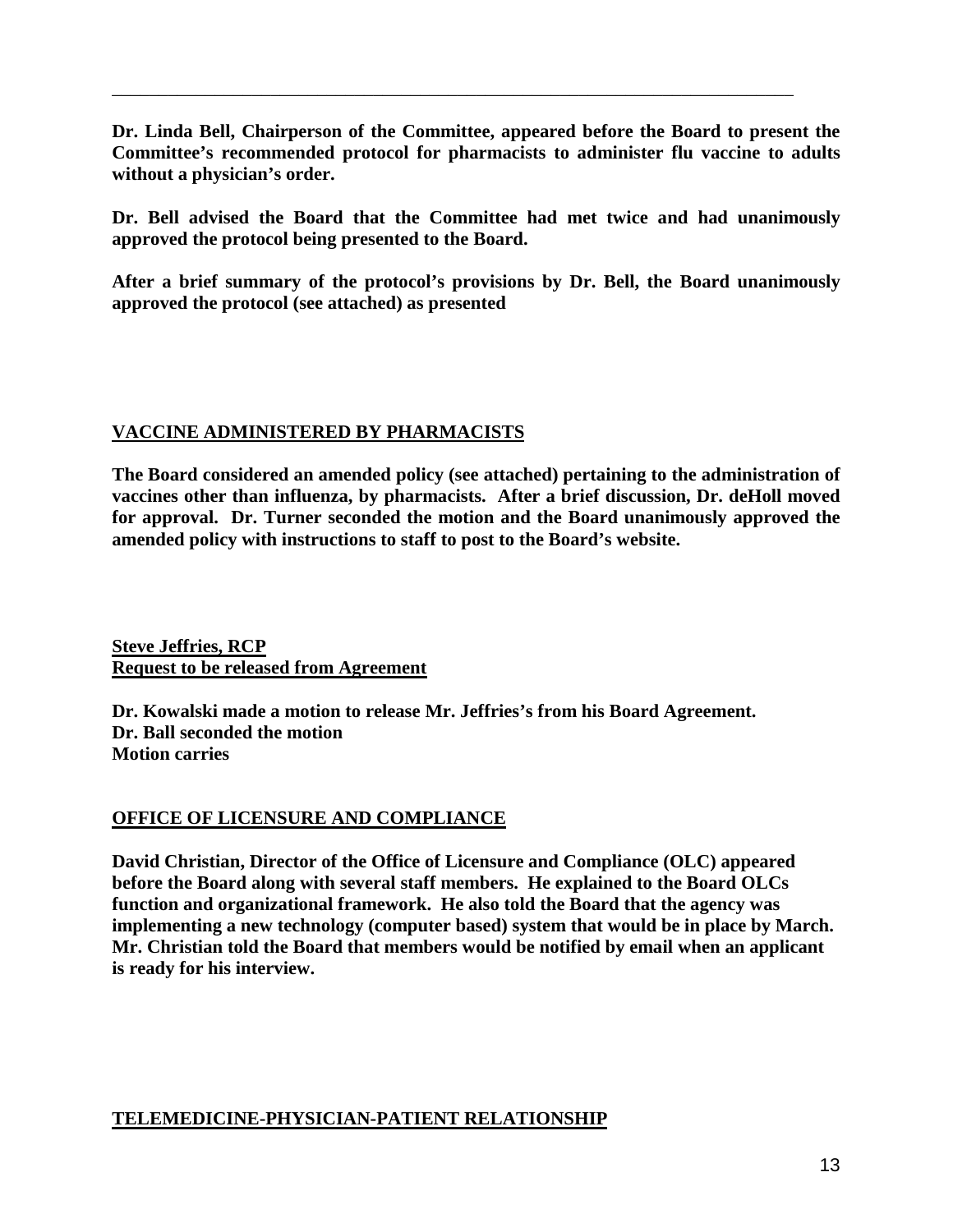---

**Dr. Linda Bell, Chairperson of the Committee, appeared before the Board to present the Committee's recommended protocol for pharmacists to administer flu vaccine to adults without a physician's order.**

**Dr. Bell advised the Board that the Committee had met twice and had unanimously approved the protocol being presented to the Board.**

**After a brief summary of the protocol's provisions by Dr. Bell, the Board unanimously approved the protocol (see attached) as presented**

**VACCINE ADMINISTERED BY PHARMACISTS**

**The Board considered an amended policy (see attached) pertaining to the administration of vaccines other than influenza, by pharmacists. After a brief discussion, Dr. deHoll moved for approval. Dr. Turner seconded the motion and the Board unanimously approved the amended policy with instructions to staff to post to the Board's website.**

**Steve Jeffries, RCP**
**Request to be released from Agreement**

**Dr. Kowalski made a motion to release Mr. Jeffries's from his Board Agreement.**
**Dr. Ball seconded the motion**
**Motion carries**

**OFFICE OF LICENSURE AND COMPLIANCE**

**David Christian, Director of the Office of Licensure and Compliance (OLC) appeared before the Board along with several staff members. He explained to the Board OLCs function and organizational framework. He also told the Board that the agency was implementing a new technology (computer based) system that would be in place by March. Mr. Christian told the Board that members would be notified by email when an applicant is ready for his interview.**

**TELEMEDICINE-PHYSICIAN-PATIENT RELATIONSHIP**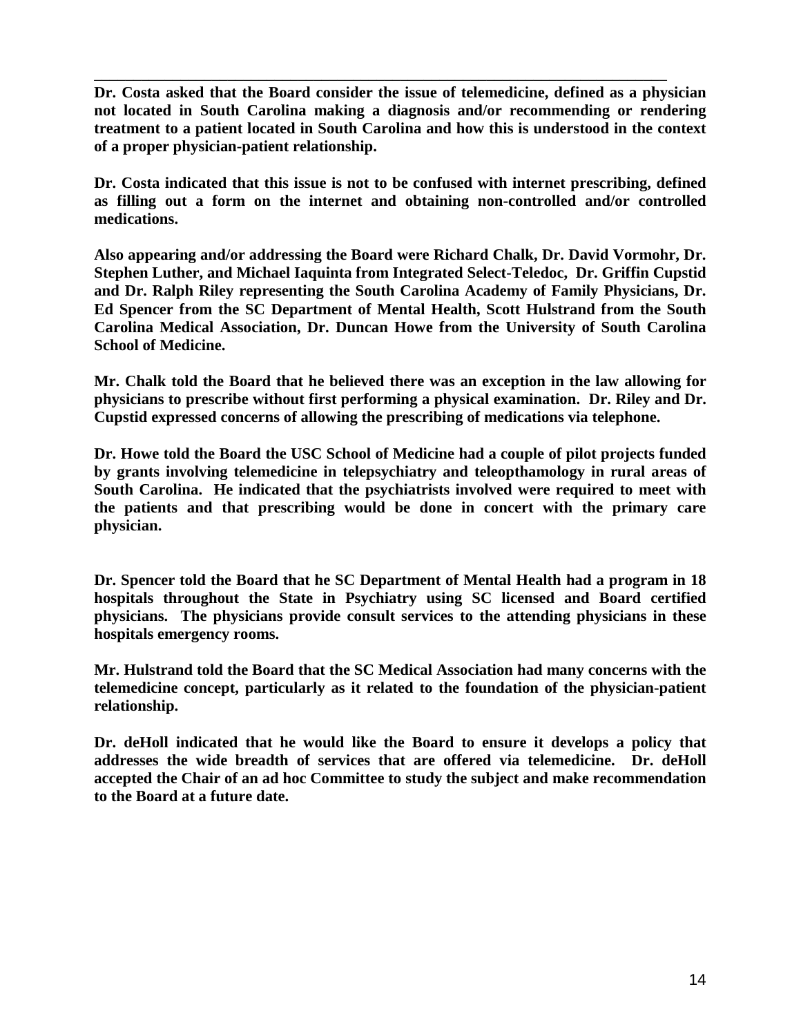**Dr. Costa asked that the Board consider the issue of telemedicine, defined as a physician not located in South Carolina making a diagnosis and/or recommending or rendering treatment to a patient located in South Carolina and how this is understood in the context of a proper physician-patient relationship.**

**Dr. Costa indicated that this issue is not to be confused with internet prescribing, defined as filling out a form on the internet and obtaining non-controlled and/or controlled medications.**

**Also appearing and/or addressing the Board were Richard Chalk, Dr. David Vormohr, Dr. Stephen Luther, and Michael Iaquinta from Integrated Select-Teledoc, Dr. Griffin Cupstid and Dr. Ralph Riley representing the South Carolina Academy of Family Physicians, Dr. Ed Spencer from the SC Department of Mental Health, Scott Hulstrand from the South Carolina Medical Association, Dr. Duncan Howe from the University of South Carolina School of Medicine.**

**Mr. Chalk told the Board that he believed there was an exception in the law allowing for physicians to prescribe without first performing a physical examination. Dr. Riley and Dr. Cupstid expressed concerns of allowing the prescribing of medications via telephone.**

**Dr. Howe told the Board the USC School of Medicine had a couple of pilot projects funded by grants involving telemedicine in telepsychiatry and teleopthamology in rural areas of South Carolina. He indicated that the psychiatrists involved were required to meet with the patients and that prescribing would be done in concert with the primary care physician.**

**Dr. Spencer told the Board that he SC Department of Mental Health had a program in 18 hospitals throughout the State in Psychiatry using SC licensed and Board certified physicians. The physicians provide consult services to the attending physicians in these hospitals emergency rooms.**

**Mr. Hulstrand told the Board that the SC Medical Association had many concerns with the telemedicine concept, particularly as it related to the foundation of the physician-patient relationship.**

**Dr. deHoll indicated that he would like the Board to ensure it develops a policy that addresses the wide breadth of services that are offered via telemedicine. Dr. deHoll accepted the Chair of an ad hoc Committee to study the subject and make recommendation to the Board at a future date.**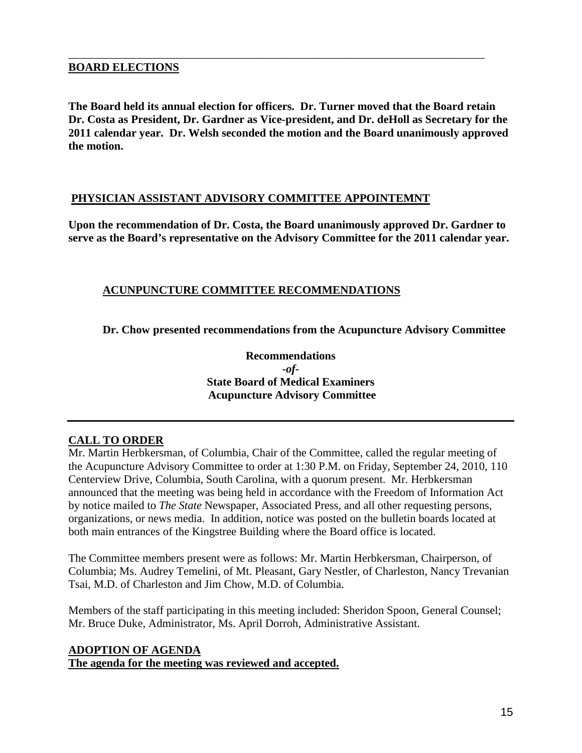## BOARD ELECTIONS

**The Board held its annual election for officers. Dr. Turner moved that the Board retain Dr. Costa as President, Dr. Gardner as Vice-president, and Dr. deHoll as Secretary for the 2011 calendar year. Dr. Welsh seconded the motion and the Board unanimously approved the motion.**

## PHYSICIAN ASSISTANT ADVISORY COMMITTEE APPOINTEMNT

**Upon the recommendation of Dr. Costa, the Board unanimously approved Dr. Gardner to serve as the Board's representative on the Advisory Committee for the 2011 calendar year.**

## ACUNPUNCTURE COMMITTEE RECOMMENDATIONS

**Dr. Chow presented recommendations from the Acupuncture Advisory Committee**

**Recommendations**
***-of-***
**State Board of Medical Examiners**
**Acupuncture Advisory Committee**

---

## CALL TO ORDER

Mr. Martin Herbkersman, of Columbia, Chair of the Committee, called the regular meeting of the Acupuncture Advisory Committee to order at 1:30 P.M. on Friday, September 24, 2010, 110 Centerview Drive, Columbia, South Carolina, with a quorum present. Mr. Herbkersman announced that the meeting was being held in accordance with the Freedom of Information Act by notice mailed to *The State* Newspaper, Associated Press, and all other requesting persons, organizations, or news media. In addition, notice was posted on the bulletin boards located at both main entrances of the Kingstree Building where the Board office is located.

The Committee members present were as follows: Mr. Martin Herbkersman, Chairperson, of Columbia; Ms. Audrey Temelini, of Mt. Pleasant, Gary Nestler, of Charleston, Nancy Trevanian Tsai, M.D. of Charleston and Jim Chow, M.D. of Columbia.

Members of the staff participating in this meeting included: Sheridon Spoon, General Counsel; Mr. Bruce Duke, Administrator, Ms. April Dorroh, Administrative Assistant.

## ADOPTION OF AGENDA

**The agenda for the meeting was reviewed and accepted.**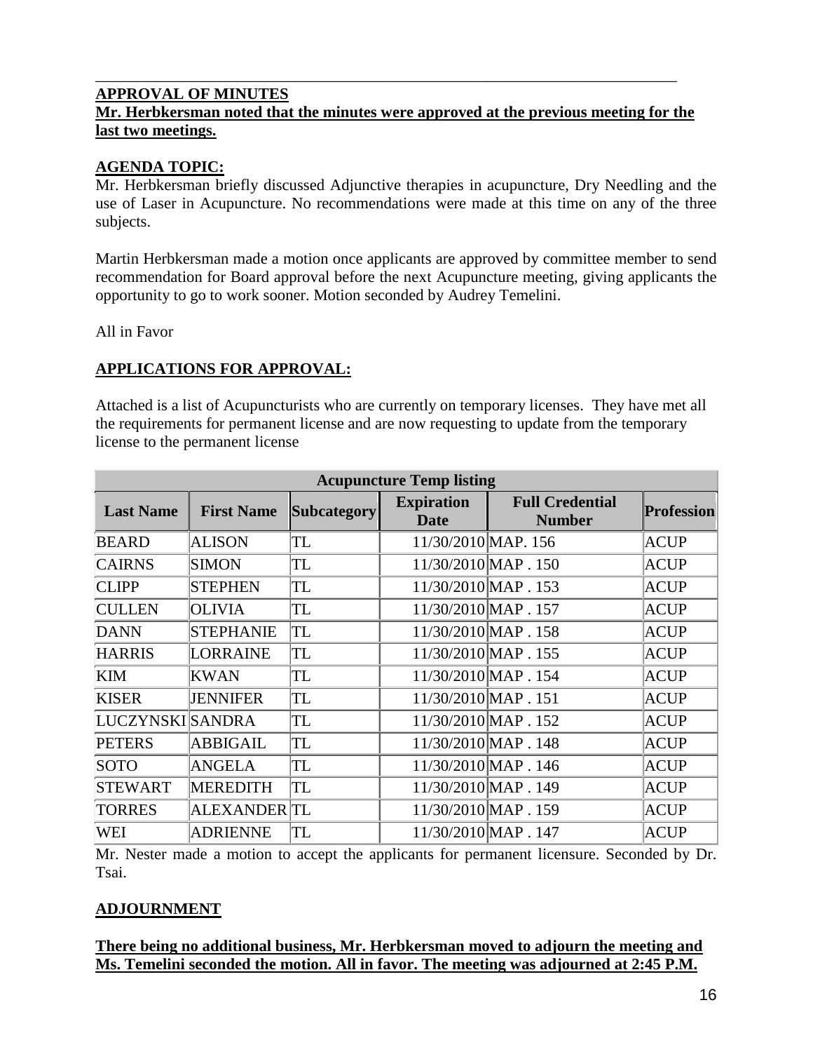## APPROVAL OF MINUTES

**Mr. Herbkersman noted that the minutes were approved at the previous meeting for the last two meetings.**

## AGENDA TOPIC:

Mr. Herbkersman briefly discussed Adjunctive therapies in acupuncture, Dry Needling and the use of Laser in Acupuncture. No recommendations were made at this time on any of the three subjects.

Martin Herbkersman made a motion once applicants are approved by committee member to send recommendation for Board approval before the next Acupuncture meeting, giving applicants the opportunity to go to work sooner. Motion seconded by Audrey Temelini.

All in Favor

## APPLICATIONS FOR APPROVAL:

Attached is a list of Acupuncturists who are currently on temporary licenses. They have met all the requirements for permanent license and are now requesting to update from the temporary license to the permanent license

| Acupuncture Temp listing | | | | | |
|---|---|---|---|---|---|
| **Last Name** | **First Name** | **Subcategory** | **Expiration Date** | **Full Credential Number** | **Profession** |
| BEARD | ALISON | TL | 11/30/2010 | MAP. 156 | ACUP |
| CAIRNS | SIMON | TL | 11/30/2010 | MAP . 150 | ACUP |
| CLIPP | STEPHEN | TL | 11/30/2010 | MAP . 153 | ACUP |
| CULLEN | OLIVIA | TL | 11/30/2010 | MAP . 157 | ACUP |
| DANN | STEPHANIE | TL | 11/30/2010 | MAP . 158 | ACUP |
| HARRIS | LORRAINE | TL | 11/30/2010 | MAP . 155 | ACUP |
| KIM | KWAN | TL | 11/30/2010 | MAP . 154 | ACUP |
| KISER | JENNIFER | TL | 11/30/2010 | MAP . 151 | ACUP |
| LUCZYNSKI | SANDRA | TL | 11/30/2010 | MAP . 152 | ACUP |
| PETERS | ABBIGAIL | TL | 11/30/2010 | MAP . 148 | ACUP |
| SOTO | ANGELA | TL | 11/30/2010 | MAP . 146 | ACUP |
| STEWART | MEREDITH | TL | 11/30/2010 | MAP . 149 | ACUP |
| TORRES | ALEXANDER | TL | 11/30/2010 | MAP . 159 | ACUP |
| WEI | ADRIENNE | TL | 11/30/2010 | MAP . 147 | ACUP |

Mr. Nester made a motion to accept the applicants for permanent licensure. Seconded by Dr. Tsai.

## ADJOURNMENT

**There being no additional business, Mr. Herbkersman moved to adjourn the meeting and Ms. Temelini seconded the motion. All in favor. The meeting was adjourned at 2:45 P.M.**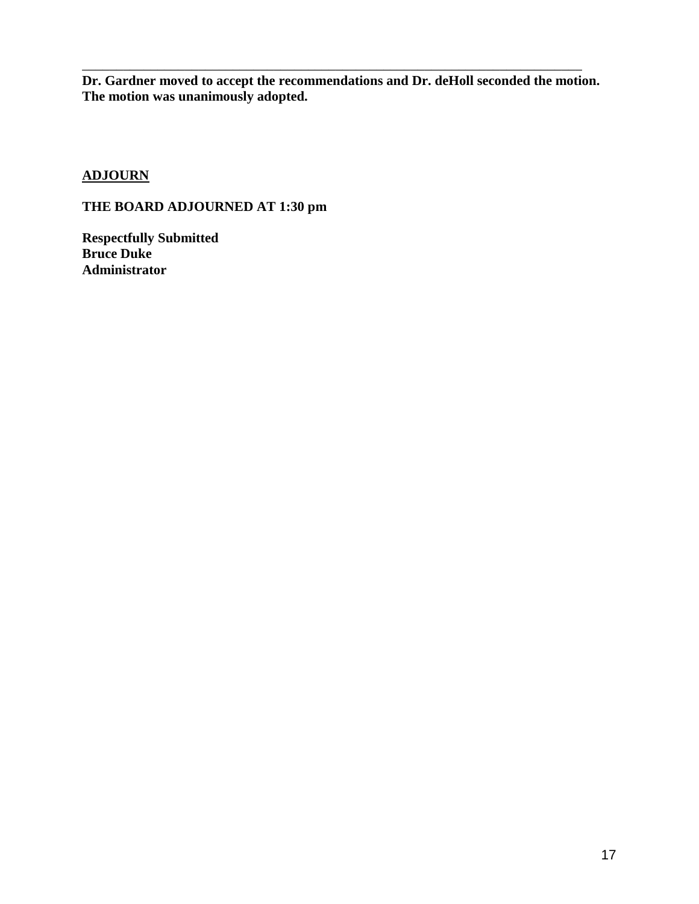**Dr. Gardner moved to accept the recommendations and Dr. deHoll seconded the motion. The motion was unanimously adopted.**

**ADJOURN**

**THE BOARD ADJOURNED AT 1:30 pm**

**Respectfully Submitted**
**Bruce Duke**
**Administrator**